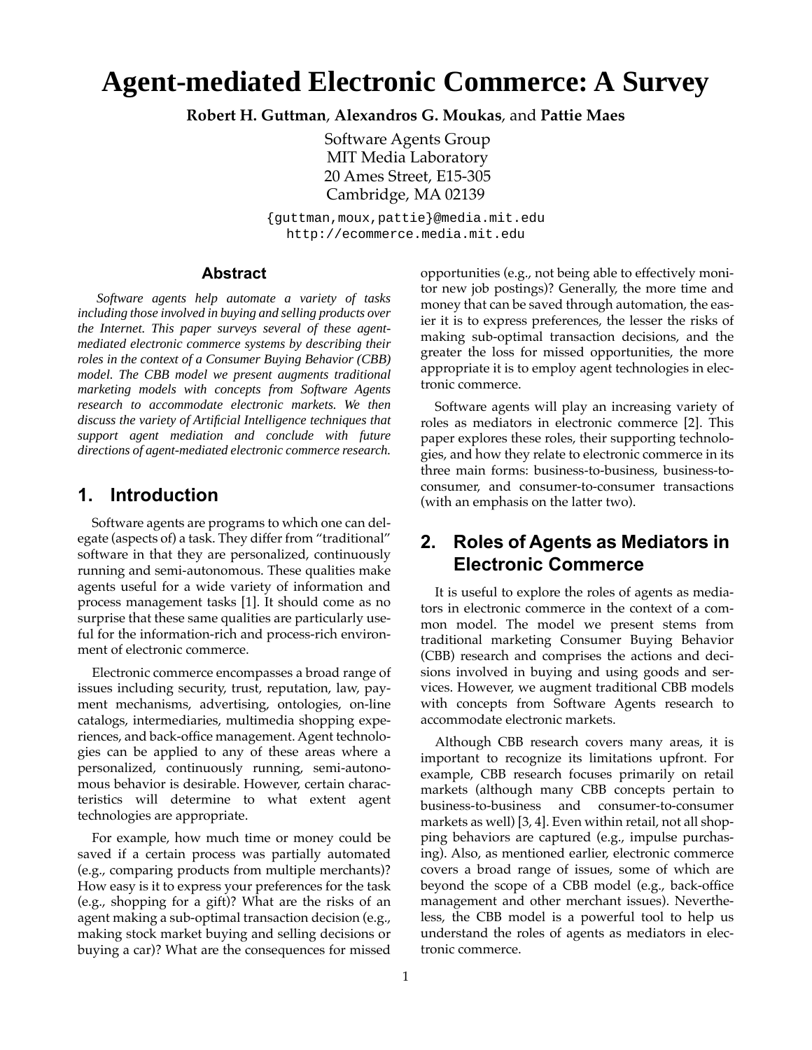# Agent-mediated Electronic Commerce: A Survey

**Robert H. Guttman**, **Alexandros G. Moukas**, and **Pattie Maes**

Software Agents Group
MIT Media Laboratory
20 Ames Street, E15-305
Cambridge, MA 02139

{guttman,moux,pattie}@media.mit.edu
http://ecommerce.media.mit.edu

### Abstract

*Software agents help automate a variety of tasks including those involved in buying and selling products over the Internet. This paper surveys several of these agent-mediated electronic commerce systems by describing their roles in the context of a Consumer Buying Behavior (CBB) model. The CBB model we present augments traditional marketing models with concepts from Software Agents research to accommodate electronic markets. We then discuss the variety of Artificial Intelligence techniques that support agent mediation and conclude with future directions of agent-mediated electronic commerce research.*

## 1. Introduction

Software agents are programs to which one can delegate (aspects of) a task. They differ from "traditional" software in that they are personalized, continuously running and semi-autonomous. These qualities make agents useful for a wide variety of information and process management tasks [1]. It should come as no surprise that these same qualities are particularly useful for the information-rich and process-rich environment of electronic commerce.

Electronic commerce encompasses a broad range of issues including security, trust, reputation, law, payment mechanisms, advertising, ontologies, on-line catalogs, intermediaries, multimedia shopping experiences, and back-office management. Agent technologies can be applied to any of these areas where a personalized, continuously running, semi-autonomous behavior is desirable. However, certain characteristics will determine to what extent agent technologies are appropriate.

For example, how much time or money could be saved if a certain process was partially automated (e.g., comparing products from multiple merchants)? How easy is it to express your preferences for the task (e.g., shopping for a gift)? What are the risks of an agent making a sub-optimal transaction decision (e.g., making stock market buying and selling decisions or buying a car)? What are the consequences for missed opportunities (e.g., not being able to effectively monitor new job postings)? Generally, the more time and money that can be saved through automation, the easier it is to express preferences, the lesser the risks of making sub-optimal transaction decisions, and the greater the loss for missed opportunities, the more appropriate it is to employ agent technologies in electronic commerce.

Software agents will play an increasing variety of roles as mediators in electronic commerce [2]. This paper explores these roles, their supporting technologies, and how they relate to electronic commerce in its three main forms: business-to-business, business-to-consumer, and consumer-to-consumer transactions (with an emphasis on the latter two).

## 2. Roles of Agents as Mediators in Electronic Commerce

It is useful to explore the roles of agents as mediators in electronic commerce in the context of a common model. The model we present stems from traditional marketing Consumer Buying Behavior (CBB) research and comprises the actions and decisions involved in buying and using goods and services. However, we augment traditional CBB models with concepts from Software Agents research to accommodate electronic markets.

Although CBB research covers many areas, it is important to recognize its limitations upfront. For example, CBB research focuses primarily on retail markets (although many CBB concepts pertain to business-to-business and consumer-to-consumer markets as well) [3, 4]. Even within retail, not all shopping behaviors are captured (e.g., impulse purchasing). Also, as mentioned earlier, electronic commerce covers a broad range of issues, some of which are beyond the scope of a CBB model (e.g., back-office management and other merchant issues). Nevertheless, the CBB model is a powerful tool to help us understand the roles of agents as mediators in electronic commerce.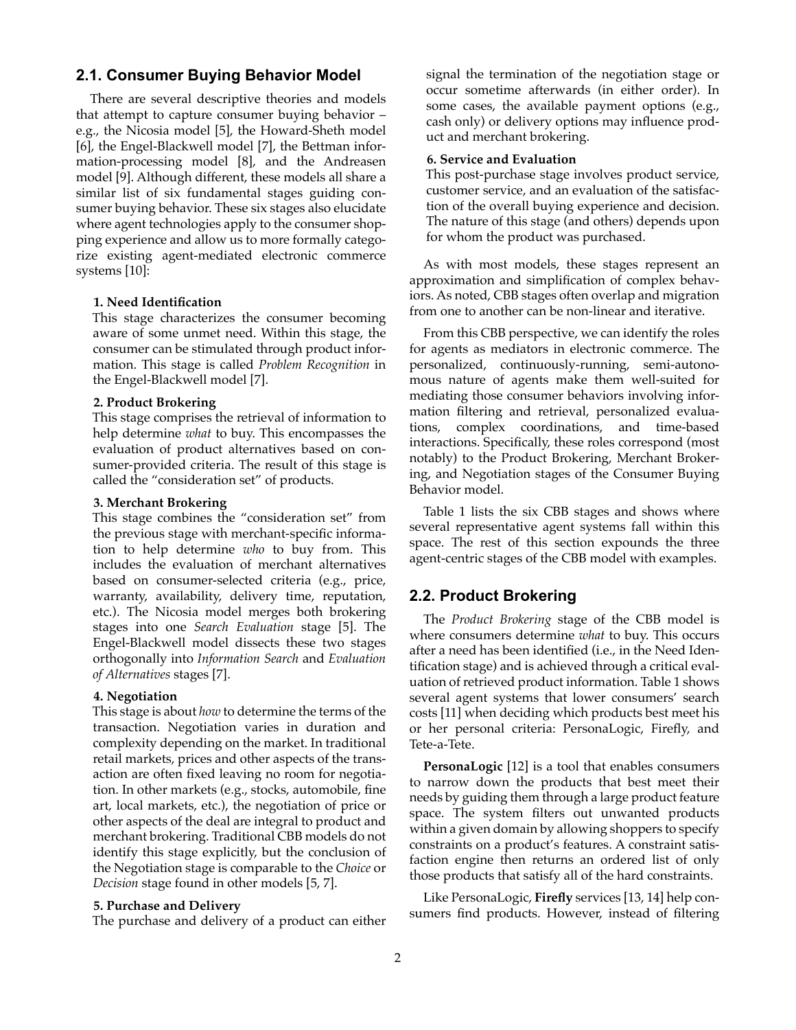## 2.1. Consumer Buying Behavior Model

There are several descriptive theories and models that attempt to capture consumer buying behavior – e.g., the Nicosia model [5], the Howard-Sheth model [6], the Engel-Blackwell model [7], the Bettman information-processing model [8], and the Andreasen model [9]. Although different, these models all share a similar list of six fundamental stages guiding consumer buying behavior. These six stages also elucidate where agent technologies apply to the consumer shopping experience and allow us to more formally categorize existing agent-mediated electronic commerce systems [10]:

**1. Need Identification**
This stage characterizes the consumer becoming aware of some unmet need. Within this stage, the consumer can be stimulated through product information. This stage is called *Problem Recognition* in the Engel-Blackwell model [7].

**2. Product Brokering**
This stage comprises the retrieval of information to help determine *what* to buy. This encompasses the evaluation of product alternatives based on consumer-provided criteria. The result of this stage is called the "consideration set" of products.

**3. Merchant Brokering**
This stage combines the "consideration set" from the previous stage with merchant-specific information to help determine *who* to buy from. This includes the evaluation of merchant alternatives based on consumer-selected criteria (e.g., price, warranty, availability, delivery time, reputation, etc.). The Nicosia model merges both brokering stages into one *Search Evaluation* stage [5]. The Engel-Blackwell model dissects these two stages orthogonally into *Information Search* and *Evaluation of Alternatives* stages [7].

**4. Negotiation**
This stage is about *how* to determine the terms of the transaction. Negotiation varies in duration and complexity depending on the market. In traditional retail markets, prices and other aspects of the transaction are often fixed leaving no room for negotiation. In other markets (e.g., stocks, automobile, fine art, local markets, etc.), the negotiation of price or other aspects of the deal are integral to product and merchant brokering. Traditional CBB models do not identify this stage explicitly, but the conclusion of the Negotiation stage is comparable to the *Choice* or *Decision* stage found in other models [5, 7].

**5. Purchase and Delivery**
The purchase and delivery of a product can either signal the termination of the negotiation stage or occur sometime afterwards (in either order). In some cases, the available payment options (e.g., cash only) or delivery options may influence product and merchant brokering.

**6. Service and Evaluation**
This post-purchase stage involves product service, customer service, and an evaluation of the satisfaction of the overall buying experience and decision. The nature of this stage (and others) depends upon for whom the product was purchased.

As with most models, these stages represent an approximation and simplification of complex behaviors. As noted, CBB stages often overlap and migration from one to another can be non-linear and iterative.

From this CBB perspective, we can identify the roles for agents as mediators in electronic commerce. The personalized, continuously-running, semi-autonomous nature of agents make them well-suited for mediating those consumer behaviors involving information filtering and retrieval, personalized evaluations, complex coordinations, and time-based interactions. Specifically, these roles correspond (most notably) to the Product Brokering, Merchant Brokering, and Negotiation stages of the Consumer Buying Behavior model.

Table 1 lists the six CBB stages and shows where several representative agent systems fall within this space. The rest of this section expounds the three agent-centric stages of the CBB model with examples.

## 2.2. Product Brokering

The *Product Brokering* stage of the CBB model is where consumers determine *what* to buy. This occurs after a need has been identified (i.e., in the Need Identification stage) and is achieved through a critical evaluation of retrieved product information. Table 1 shows several agent systems that lower consumers' search costs [11] when deciding which products best meet his or her personal criteria: PersonaLogic, Firefly, and Tete-a-Tete.

**PersonaLogic** [12] is a tool that enables consumers to narrow down the products that best meet their needs by guiding them through a large product feature space. The system filters out unwanted products within a given domain by allowing shoppers to specify constraints on a product's features. A constraint satisfaction engine then returns an ordered list of only those products that satisfy all of the hard constraints.

Like PersonaLogic, **Firefly** services [13, 14] help consumers find products. However, instead of filtering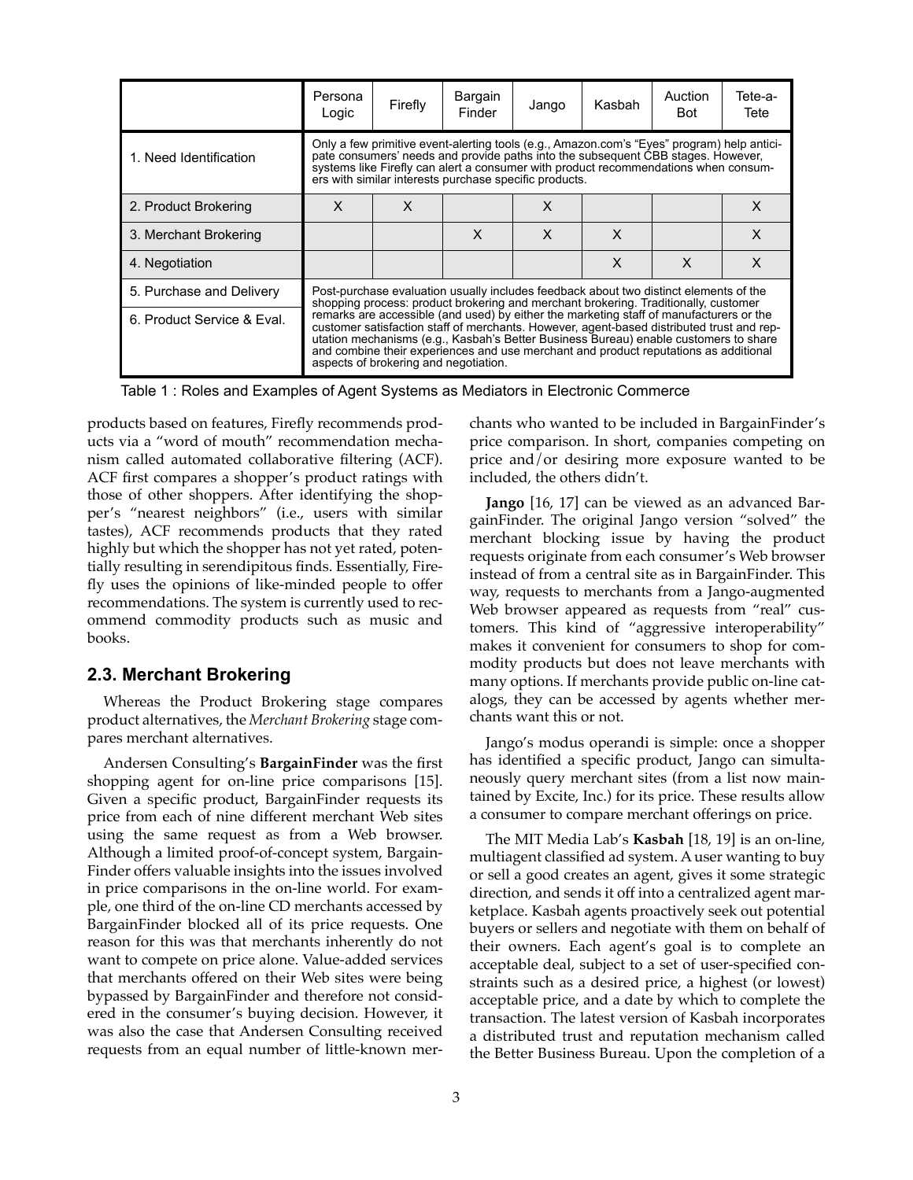| | Persona Logic | Firefly | Bargain Finder | Jango | Kasbah | Auction Bot | Tete-a-Tete |
|---|---|---|---|---|---|---|---|
| 1. Need Identification | Only a few primitive event-alerting tools (e.g., Amazon.com's "Eyes" program) help anticipate consumers' needs and provide paths into the subsequent CBB stages. However, systems like Firefly can alert a consumer with product recommendations when consumers with similar interests purchase specific products. | | | | | | |
| 2. Product Brokering | X | X | | X | | | X |
| 3. Merchant Brokering | | | X | X | X | | X |
| 4. Negotiation | | | | | X | X | X |
| 5. Purchase and Delivery | Post-purchase evaluation usually includes feedback about two distinct elements of the shopping process: product brokering and merchant brokering. Traditionally, customer remarks are accessible (and used) by either the marketing staff of manufacturers or the customer satisfaction staff of merchants. However, agent-based distributed trust and reputation mechanisms (e.g., Kasbah's Better Business Bureau) enable customers to share and combine their experiences and use merchant and product reputations as additional aspects of brokering and negotiation. | | | | | | |
| 6. Product Service & Eval. | | | | | | | |

Table 1 : Roles and Examples of Agent Systems as Mediators in Electronic Commerce

products based on features, Firefly recommends products via a "word of mouth" recommendation mechanism called automated collaborative filtering (ACF). ACF first compares a shopper's product ratings with those of other shoppers. After identifying the shopper's "nearest neighbors" (i.e., users with similar tastes), ACF recommends products that they rated highly but which the shopper has not yet rated, potentially resulting in serendipitous finds. Essentially, Firefly uses the opinions of like-minded people to offer recommendations. The system is currently used to recommend commodity products such as music and books.

## 2.3. Merchant Brokering

Whereas the Product Brokering stage compares product alternatives, the *Merchant Brokering* stage compares merchant alternatives.

Andersen Consulting's **BargainFinder** was the first shopping agent for on-line price comparisons [15]. Given a specific product, BargainFinder requests its price from each of nine different merchant Web sites using the same request as from a Web browser. Although a limited proof-of-concept system, BargainFinder offers valuable insights into the issues involved in price comparisons in the on-line world. For example, one third of the on-line CD merchants accessed by BargainFinder blocked all of its price requests. One reason for this was that merchants inherently do not want to compete on price alone. Value-added services that merchants offered on their Web sites were being bypassed by BargainFinder and therefore not considered in the consumer's buying decision. However, it was also the case that Andersen Consulting received requests from an equal number of little-known merchants who wanted to be included in BargainFinder's price comparison. In short, companies competing on price and/or desiring more exposure wanted to be included, the others didn't.

**Jango** [16, 17] can be viewed as an advanced BargainFinder. The original Jango version "solved" the merchant blocking issue by having the product requests originate from each consumer's Web browser instead of from a central site as in BargainFinder. This way, requests to merchants from a Jango-augmented Web browser appeared as requests from "real" customers. This kind of "aggressive interoperability" makes it convenient for consumers to shop for commodity products but does not leave merchants with many options. If merchants provide public on-line catalogs, they can be accessed by agents whether merchants want this or not.

Jango's modus operandi is simple: once a shopper has identified a specific product, Jango can simultaneously query merchant sites (from a list now maintained by Excite, Inc.) for its price. These results allow a consumer to compare merchant offerings on price.

The MIT Media Lab's **Kasbah** [18, 19] is an on-line, multiagent classified ad system. A user wanting to buy or sell a good creates an agent, gives it some strategic direction, and sends it off into a centralized agent marketplace. Kasbah agents proactively seek out potential buyers or sellers and negotiate with them on behalf of their owners. Each agent's goal is to complete an acceptable deal, subject to a set of user-specified constraints such as a desired price, a highest (or lowest) acceptable price, and a date by which to complete the transaction. The latest version of Kasbah incorporates a distributed trust and reputation mechanism called the Better Business Bureau. Upon the completion of a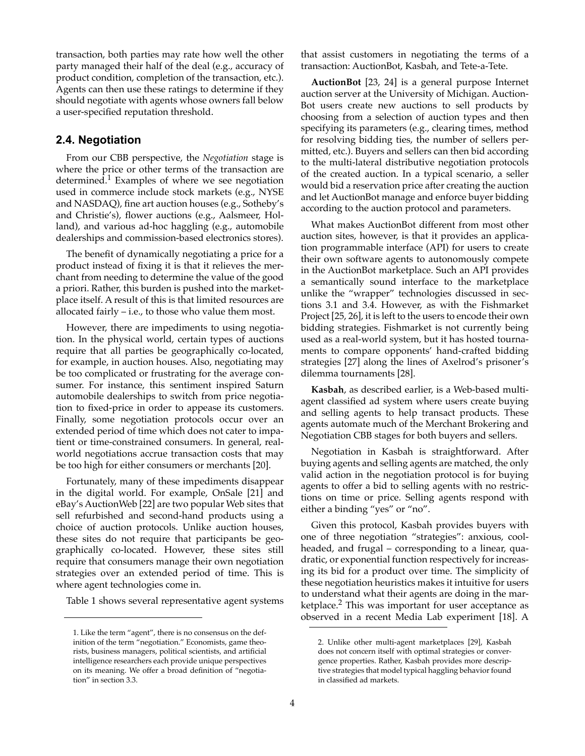transaction, both parties may rate how well the other party managed their half of the deal (e.g., accuracy of product condition, completion of the transaction, etc.). Agents can then use these ratings to determine if they should negotiate with agents whose owners fall below a user-specified reputation threshold.

### 2.4. Negotiation

From our CBB perspective, the *Negotiation* stage is where the price or other terms of the transaction are determined.[1] Examples of where we see negotiation used in commerce include stock markets (e.g., NYSE and NASDAQ), fine art auction houses (e.g., Sotheby's and Christie's), flower auctions (e.g., Aalsmeer, Holland), and various ad-hoc haggling (e.g., automobile dealerships and commission-based electronics stores).

The benefit of dynamically negotiating a price for a product instead of fixing it is that it relieves the merchant from needing to determine the value of the good a priori. Rather, this burden is pushed into the marketplace itself. A result of this is that limited resources are allocated fairly – i.e., to those who value them most.

However, there are impediments to using negotiation. In the physical world, certain types of auctions require that all parties be geographically co-located, for example, in auction houses. Also, negotiating may be too complicated or frustrating for the average consumer. For instance, this sentiment inspired Saturn automobile dealerships to switch from price negotiation to fixed-price in order to appease its customers. Finally, some negotiation protocols occur over an extended period of time which does not cater to impatient or time-constrained consumers. In general, real-world negotiations accrue transaction costs that may be too high for either consumers or merchants [20].

Fortunately, many of these impediments disappear in the digital world. For example, OnSale [21] and eBay's AuctionWeb [22] are two popular Web sites that sell refurbished and second-hand products using a choice of auction protocols. Unlike auction houses, these sites do not require that participants be geographically co-located. However, these sites still require that consumers manage their own negotiation strategies over an extended period of time. This is where agent technologies come in.

Table 1 shows several representative agent systems that assist customers in negotiating the terms of a transaction: AuctionBot, Kasbah, and Tete-a-Tete.

**AuctionBot** [23, 24] is a general purpose Internet auction server at the University of Michigan. AuctionBot users create new auctions to sell products by choosing from a selection of auction types and then specifying its parameters (e.g., clearing times, method for resolving bidding ties, the number of sellers permitted, etc.). Buyers and sellers can then bid according to the multi-lateral distributive negotiation protocols of the created auction. In a typical scenario, a seller would bid a reservation price after creating the auction and let AuctionBot manage and enforce buyer bidding according to the auction protocol and parameters.

What makes AuctionBot different from most other auction sites, however, is that it provides an application programmable interface (API) for users to create their own software agents to autonomously compete in the AuctionBot marketplace. Such an API provides a semantically sound interface to the marketplace unlike the "wrapper" technologies discussed in sections 3.1 and 3.4. However, as with the Fishmarket Project [25, 26], it is left to the users to encode their own bidding strategies. Fishmarket is not currently being used as a real-world system, but it has hosted tournaments to compare opponents' hand-crafted bidding strategies [27] along the lines of Axelrod's prisoner's dilemma tournaments [28].

**Kasbah**, as described earlier, is a Web-based multi-agent classified ad system where users create buying and selling agents to help transact products. These agents automate much of the Merchant Brokering and Negotiation CBB stages for both buyers and sellers.

Negotiation in Kasbah is straightforward. After buying agents and selling agents are matched, the only valid action in the negotiation protocol is for buying agents to offer a bid to selling agents with no restrictions on time or price. Selling agents respond with either a binding "yes" or "no".

Given this protocol, Kasbah provides buyers with one of three negotiation "strategies": anxious, cool-headed, and frugal – corresponding to a linear, quadratic, or exponential function respectively for increasing its bid for a product over time. The simplicity of these negotiation heuristics makes it intuitive for users to understand what their agents are doing in the marketplace.[2] This was important for user acceptance as observed in a recent Media Lab experiment [18]. A

---

1. Like the term "agent", there is no consensus on the definition of the term "negotiation." Economists, game theorists, business managers, political scientists, and artificial intelligence researchers each provide unique perspectives on its meaning. We offer a broad definition of "negotiation" in section 3.3.

2. Unlike other multi-agent marketplaces [29], Kasbah does not concern itself with optimal strategies or convergence properties. Rather, Kasbah provides more descriptive strategies that model typical haggling behavior found in classified ad markets.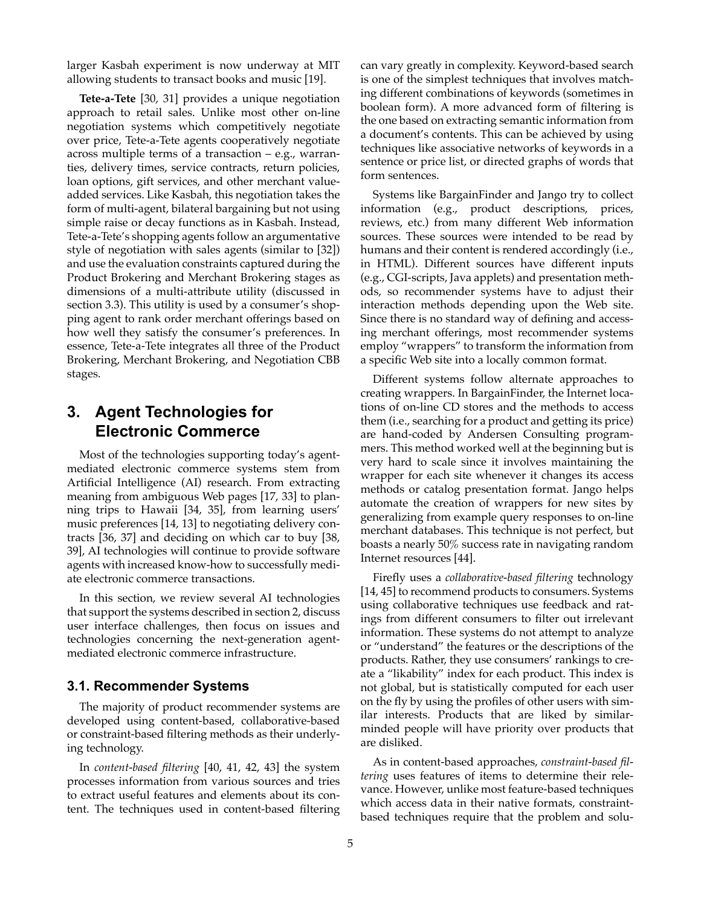larger Kasbah experiment is now underway at MIT allowing students to transact books and music [19].

**Tete-a-Tete** [30, 31] provides a unique negotiation approach to retail sales. Unlike most other on-line negotiation systems which competitively negotiate over price, Tete-a-Tete agents cooperatively negotiate across multiple terms of a transaction – e.g., warranties, delivery times, service contracts, return policies, loan options, gift services, and other merchant value-added services. Like Kasbah, this negotiation takes the form of multi-agent, bilateral bargaining but not using simple raise or decay functions as in Kasbah. Instead, Tete-a-Tete's shopping agents follow an argumentative style of negotiation with sales agents (similar to [32]) and use the evaluation constraints captured during the Product Brokering and Merchant Brokering stages as dimensions of a multi-attribute utility (discussed in section 3.3). This utility is used by a consumer's shopping agent to rank order merchant offerings based on how well they satisfy the consumer's preferences. In essence, Tete-a-Tete integrates all three of the Product Brokering, Merchant Brokering, and Negotiation CBB stages.

# 3. Agent Technologies for Electronic Commerce

Most of the technologies supporting today's agent-mediated electronic commerce systems stem from Artificial Intelligence (AI) research. From extracting meaning from ambiguous Web pages [17, 33] to planning trips to Hawaii [34, 35], from learning users' music preferences [14, 13] to negotiating delivery contracts [36, 37] and deciding on which car to buy [38, 39], AI technologies will continue to provide software agents with increased know-how to successfully mediate electronic commerce transactions.

In this section, we review several AI technologies that support the systems described in section 2, discuss user interface challenges, then focus on issues and technologies concerning the next-generation agent-mediated electronic commerce infrastructure.

## 3.1. Recommender Systems

The majority of product recommender systems are developed using content-based, collaborative-based or constraint-based filtering methods as their underlying technology.

In *content-based filtering* [40, 41, 42, 43] the system processes information from various sources and tries to extract useful features and elements about its content. The techniques used in content-based filtering can vary greatly in complexity. Keyword-based search is one of the simplest techniques that involves matching different combinations of keywords (sometimes in boolean form). A more advanced form of filtering is the one based on extracting semantic information from a document's contents. This can be achieved by using techniques like associative networks of keywords in a sentence or price list, or directed graphs of words that form sentences.

Systems like BargainFinder and Jango try to collect information (e.g., product descriptions, prices, reviews, etc.) from many different Web information sources. These sources were intended to be read by humans and their content is rendered accordingly (i.e., in HTML). Different sources have different inputs (e.g., CGI-scripts, Java applets) and presentation methods, so recommender systems have to adjust their interaction methods depending upon the Web site. Since there is no standard way of defining and accessing merchant offerings, most recommender systems employ "wrappers" to transform the information from a specific Web site into a locally common format.

Different systems follow alternate approaches to creating wrappers. In BargainFinder, the Internet locations of on-line CD stores and the methods to access them (i.e., searching for a product and getting its price) are hand-coded by Andersen Consulting programmers. This method worked well at the beginning but is very hard to scale since it involves maintaining the wrapper for each site whenever it changes its access methods or catalog presentation format. Jango helps automate the creation of wrappers for new sites by generalizing from example query responses to on-line merchant databases. This technique is not perfect, but boasts a nearly 50% success rate in navigating random Internet resources [44].

Firefly uses a *collaborative-based filtering* technology [14, 45] to recommend products to consumers. Systems using collaborative techniques use feedback and ratings from different consumers to filter out irrelevant information. These systems do not attempt to analyze or "understand" the features or the descriptions of the products. Rather, they use consumers' rankings to create a "likability" index for each product. This index is not global, but is statistically computed for each user on the fly by using the profiles of other users with similar interests. Products that are liked by similar-minded people will have priority over products that are disliked.

As in content-based approaches, *constraint-based filtering* uses features of items to determine their relevance. However, unlike most feature-based techniques which access data in their native formats, constraint-based techniques require that the problem and solu-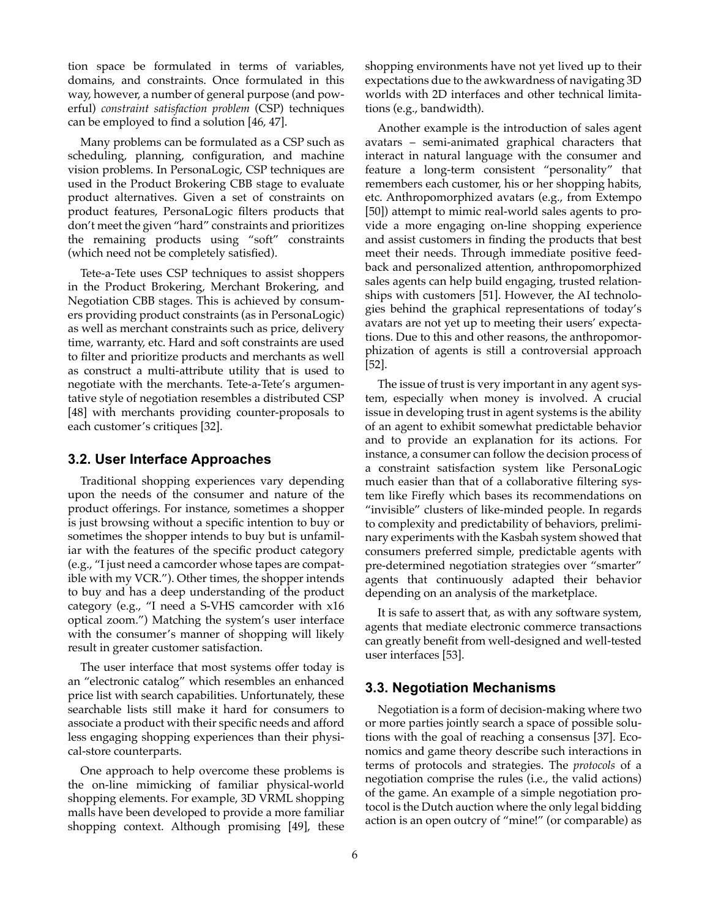tion space be formulated in terms of variables, domains, and constraints. Once formulated in this way, however, a number of general purpose (and powerful) *constraint satisfaction problem* (CSP) techniques can be employed to find a solution [46, 47].

Many problems can be formulated as a CSP such as scheduling, planning, configuration, and machine vision problems. In PersonaLogic, CSP techniques are used in the Product Brokering CBB stage to evaluate product alternatives. Given a set of constraints on product features, PersonaLogic filters products that don't meet the given "hard" constraints and prioritizes the remaining products using "soft" constraints (which need not be completely satisfied).

Tete-a-Tete uses CSP techniques to assist shoppers in the Product Brokering, Merchant Brokering, and Negotiation CBB stages. This is achieved by consumers providing product constraints (as in PersonaLogic) as well as merchant constraints such as price, delivery time, warranty, etc. Hard and soft constraints are used to filter and prioritize products and merchants as well as construct a multi-attribute utility that is used to negotiate with the merchants. Tete-a-Tete's argumentative style of negotiation resembles a distributed CSP [48] with merchants providing counter-proposals to each customer's critiques [32].

### 3.2. User Interface Approaches

Traditional shopping experiences vary depending upon the needs of the consumer and nature of the product offerings. For instance, sometimes a shopper is just browsing without a specific intention to buy or sometimes the shopper intends to buy but is unfamiliar with the features of the specific product category (e.g., "I just need a camcorder whose tapes are compatible with my VCR."). Other times, the shopper intends to buy and has a deep understanding of the product category (e.g., "I need a S-VHS camcorder with x16 optical zoom.") Matching the system's user interface with the consumer's manner of shopping will likely result in greater customer satisfaction.

The user interface that most systems offer today is an "electronic catalog" which resembles an enhanced price list with search capabilities. Unfortunately, these searchable lists still make it hard for consumers to associate a product with their specific needs and afford less engaging shopping experiences than their physical-store counterparts.

One approach to help overcome these problems is the on-line mimicking of familiar physical-world shopping elements. For example, 3D VRML shopping malls have been developed to provide a more familiar shopping context. Although promising [49], these shopping environments have not yet lived up to their expectations due to the awkwardness of navigating 3D worlds with 2D interfaces and other technical limitations (e.g., bandwidth).

Another example is the introduction of sales agent avatars – semi-animated graphical characters that interact in natural language with the consumer and feature a long-term consistent "personality" that remembers each customer, his or her shopping habits, etc. Anthropomorphized avatars (e.g., from Extempo [50]) attempt to mimic real-world sales agents to provide a more engaging on-line shopping experience and assist customers in finding the products that best meet their needs. Through immediate positive feedback and personalized attention, anthropomorphized sales agents can help build engaging, trusted relationships with customers [51]. However, the AI technologies behind the graphical representations of today's avatars are not yet up to meeting their users' expectations. Due to this and other reasons, the anthropomorphization of agents is still a controversial approach [52].

The issue of trust is very important in any agent system, especially when money is involved. A crucial issue in developing trust in agent systems is the ability of an agent to exhibit somewhat predictable behavior and to provide an explanation for its actions. For instance, a consumer can follow the decision process of a constraint satisfaction system like PersonaLogic much easier than that of a collaborative filtering system like Firefly which bases its recommendations on "invisible" clusters of like-minded people. In regards to complexity and predictability of behaviors, preliminary experiments with the Kasbah system showed that consumers preferred simple, predictable agents with pre-determined negotiation strategies over "smarter" agents that continuously adapted their behavior depending on an analysis of the marketplace.

It is safe to assert that, as with any software system, agents that mediate electronic commerce transactions can greatly benefit from well-designed and well-tested user interfaces [53].

### 3.3. Negotiation Mechanisms

Negotiation is a form of decision-making where two or more parties jointly search a space of possible solutions with the goal of reaching a consensus [37]. Economics and game theory describe such interactions in terms of protocols and strategies. The *protocols* of a negotiation comprise the rules (i.e., the valid actions) of the game. An example of a simple negotiation protocol is the Dutch auction where the only legal bidding action is an open outcry of "mine!" (or comparable) as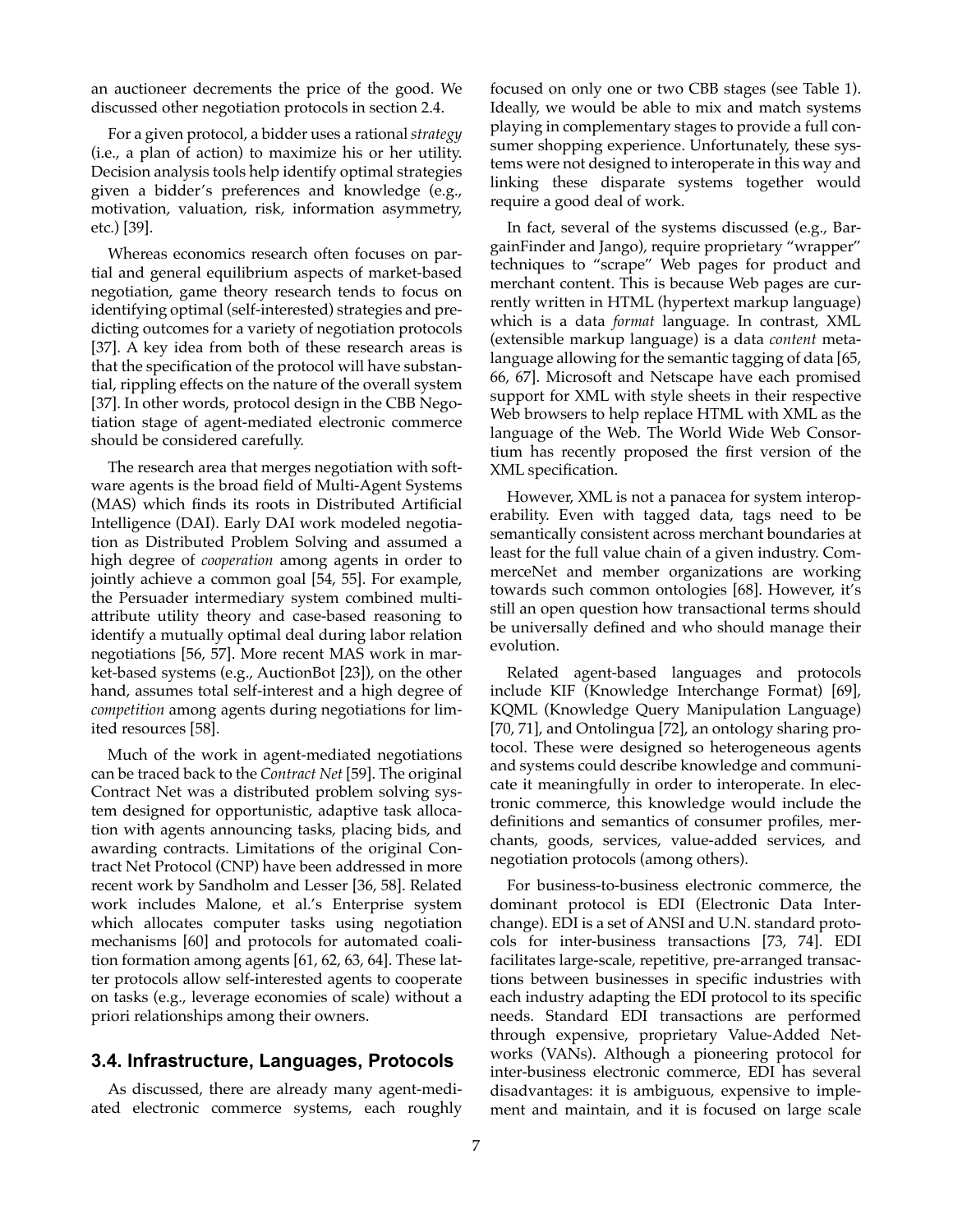an auctioneer decrements the price of the good. We discussed other negotiation protocols in section 2.4.

For a given protocol, a bidder uses a rational *strategy* (i.e., a plan of action) to maximize his or her utility. Decision analysis tools help identify optimal strategies given a bidder's preferences and knowledge (e.g., motivation, valuation, risk, information asymmetry, etc.) [39].

Whereas economics research often focuses on partial and general equilibrium aspects of market-based negotiation, game theory research tends to focus on identifying optimal (self-interested) strategies and predicting outcomes for a variety of negotiation protocols [37]. A key idea from both of these research areas is that the specification of the protocol will have substantial, rippling effects on the nature of the overall system [37]. In other words, protocol design in the CBB Negotiation stage of agent-mediated electronic commerce should be considered carefully.

The research area that merges negotiation with software agents is the broad field of Multi-Agent Systems (MAS) which finds its roots in Distributed Artificial Intelligence (DAI). Early DAI work modeled negotiation as Distributed Problem Solving and assumed a high degree of *cooperation* among agents in order to jointly achieve a common goal [54, 55]. For example, the Persuader intermediary system combined multi-attribute utility theory and case-based reasoning to identify a mutually optimal deal during labor relation negotiations [56, 57]. More recent MAS work in market-based systems (e.g., AuctionBot [23]), on the other hand, assumes total self-interest and a high degree of *competition* among agents during negotiations for limited resources [58].

Much of the work in agent-mediated negotiations can be traced back to the *Contract Net* [59]. The original Contract Net was a distributed problem solving system designed for opportunistic, adaptive task allocation with agents announcing tasks, placing bids, and awarding contracts. Limitations of the original Contract Net Protocol (CNP) have been addressed in more recent work by Sandholm and Lesser [36, 58]. Related work includes Malone, et al.'s Enterprise system which allocates computer tasks using negotiation mechanisms [60] and protocols for automated coalition formation among agents [61, 62, 63, 64]. These latter protocols allow self-interested agents to cooperate on tasks (e.g., leverage economies of scale) without a priori relationships among their owners.

### 3.4. Infrastructure, Languages, Protocols

As discussed, there are already many agent-mediated electronic commerce systems, each roughly focused on only one or two CBB stages (see Table 1). Ideally, we would be able to mix and match systems playing in complementary stages to provide a full consumer shopping experience. Unfortunately, these systems were not designed to interoperate in this way and linking these disparate systems together would require a good deal of work.

In fact, several of the systems discussed (e.g., BargainFinder and Jango), require proprietary "wrapper" techniques to "scrape" Web pages for product and merchant content. This is because Web pages are currently written in HTML (hypertext markup language) which is a data *format* language. In contrast, XML (extensible markup language) is a data *content* meta-language allowing for the semantic tagging of data [65, 66, 67]. Microsoft and Netscape have each promised support for XML with style sheets in their respective Web browsers to help replace HTML with XML as the language of the Web. The World Wide Web Consortium has recently proposed the first version of the XML specification.

However, XML is not a panacea for system interoperability. Even with tagged data, tags need to be semantically consistent across merchant boundaries at least for the full value chain of a given industry. CommerceNet and member organizations are working towards such common ontologies [68]. However, it's still an open question how transactional terms should be universally defined and who should manage their evolution.

Related agent-based languages and protocols include KIF (Knowledge Interchange Format) [69], KQML (Knowledge Query Manipulation Language) [70, 71], and Ontolingua [72], an ontology sharing protocol. These were designed so heterogeneous agents and systems could describe knowledge and communicate it meaningfully in order to interoperate. In electronic commerce, this knowledge would include the definitions and semantics of consumer profiles, merchants, goods, services, value-added services, and negotiation protocols (among others).

For business-to-business electronic commerce, the dominant protocol is EDI (Electronic Data Interchange). EDI is a set of ANSI and U.N. standard protocols for inter-business transactions [73, 74]. EDI facilitates large-scale, repetitive, pre-arranged transactions between businesses in specific industries with each industry adapting the EDI protocol to its specific needs. Standard EDI transactions are performed through expensive, proprietary Value-Added Networks (VANs). Although a pioneering protocol for inter-business electronic commerce, EDI has several disadvantages: it is ambiguous, expensive to implement and maintain, and it is focused on large scale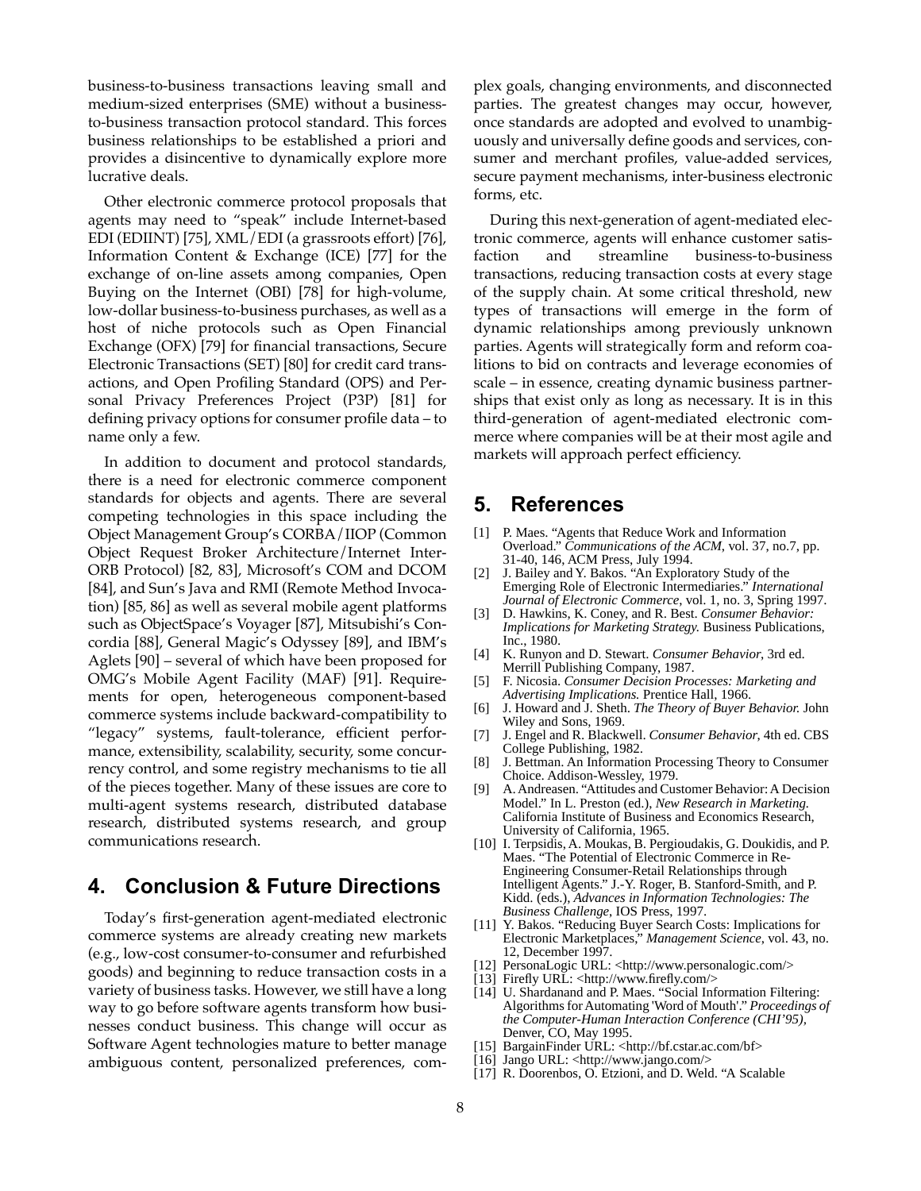business-to-business transactions leaving small and medium-sized enterprises (SME) without a business-to-business transaction protocol standard. This forces business relationships to be established a priori and provides a disincentive to dynamically explore more lucrative deals.

Other electronic commerce protocol proposals that agents may need to "speak" include Internet-based EDI (EDIINT) [75], XML/EDI (a grassroots effort) [76], Information Content & Exchange (ICE) [77] for the exchange of on-line assets among companies, Open Buying on the Internet (OBI) [78] for high-volume, low-dollar business-to-business purchases, as well as a host of niche protocols such as Open Financial Exchange (OFX) [79] for financial transactions, Secure Electronic Transactions (SET) [80] for credit card transactions, and Open Profiling Standard (OPS) and Personal Privacy Preferences Project (P3P) [81] for defining privacy options for consumer profile data – to name only a few.

In addition to document and protocol standards, there is a need for electronic commerce component standards for objects and agents. There are several competing technologies in this space including the Object Management Group's CORBA/IIOP (Common Object Request Broker Architecture/Internet Inter-ORB Protocol) [82, 83], Microsoft's COM and DCOM [84], and Sun's Java and RMI (Remote Method Invocation) [85, 86] as well as several mobile agent platforms such as ObjectSpace's Voyager [87], Mitsubishi's Concordia [88], General Magic's Odyssey [89], and IBM's Aglets [90] – several of which have been proposed for OMG's Mobile Agent Facility (MAF) [91]. Requirements for open, heterogeneous component-based commerce systems include backward-compatibility to "legacy" systems, fault-tolerance, efficient performance, extensibility, scalability, security, some concurrency control, and some registry mechanisms to tie all of the pieces together. Many of these issues are core to multi-agent systems research, distributed database research, distributed systems research, and group communications research.

## 4. Conclusion & Future Directions

Today's first-generation agent-mediated electronic commerce systems are already creating new markets (e.g., low-cost consumer-to-consumer and refurbished goods) and beginning to reduce transaction costs in a variety of business tasks. However, we still have a long way to go before software agents transform how businesses conduct business. This change will occur as Software Agent technologies mature to better manage ambiguous content, personalized preferences, complex goals, changing environments, and disconnected parties. The greatest changes may occur, however, once standards are adopted and evolved to unambiguously and universally define goods and services, consumer and merchant profiles, value-added services, secure payment mechanisms, inter-business electronic forms, etc.

During this next-generation of agent-mediated electronic commerce, agents will enhance customer satisfaction and streamline business-to-business transactions, reducing transaction costs at every stage of the supply chain. At some critical threshold, new types of transactions will emerge in the form of dynamic relationships among previously unknown parties. Agents will strategically form and reform coalitions to bid on contracts and leverage economies of scale – in essence, creating dynamic business partnerships that exist only as long as necessary. It is in this third-generation of agent-mediated electronic commerce where companies will be at their most agile and markets will approach perfect efficiency.

## 5. References

[1] P. Maes. "Agents that Reduce Work and Information Overload." *Communications of the ACM*, vol. 37, no.7, pp. 31-40, 146, ACM Press, July 1994.

[2] J. Bailey and Y. Bakos. "An Exploratory Study of the Emerging Role of Electronic Intermediaries." *International Journal of Electronic Commerce*, vol. 1, no. 3, Spring 1997.

[3] D. Hawkins, K. Coney, and R. Best. *Consumer Behavior: Implications for Marketing Strategy.* Business Publications, Inc., 1980.

[4] K. Runyon and D. Stewart. *Consumer Behavior*, 3rd ed. Merrill Publishing Company, 1987.

[5] F. Nicosia. *Consumer Decision Processes: Marketing and Advertising Implications.* Prentice Hall, 1966.

[6] J. Howard and J. Sheth. *The Theory of Buyer Behavior.* John Wiley and Sons, 1969.

[7] J. Engel and R. Blackwell. *Consumer Behavior*, 4th ed. CBS College Publishing, 1982.

[8] J. Bettman. An Information Processing Theory to Consumer Choice. Addison-Wessley, 1979.

[9] A. Andreasen. "Attitudes and Customer Behavior: A Decision Model." In L. Preston (ed.), *New Research in Marketing.* California Institute of Business and Economics Research, University of California, 1965.

[10] I. Terpsidis, A. Moukas, B. Pergioudakis, G. Doukidis, and P. Maes. "The Potential of Electronic Commerce in Re-Engineering Consumer-Retail Relationships through Intelligent Agents." J.-Y. Roger, B. Stanford-Smith, and P. Kidd. (eds.), *Advances in Information Technologies: The Business Challenge*, IOS Press, 1997.

[11] Y. Bakos. "Reducing Buyer Search Costs: Implications for Electronic Marketplaces," *Management Science*, vol. 43, no. 12, December 1997.

[12] PersonaLogic URL: <http://www.personalogic.com/>

[13] Firefly URL: <http://www.firefly.com/>

[14] U. Shardanand and P. Maes. "Social Information Filtering: Algorithms for Automating 'Word of Mouth'." *Proceedings of the Computer-Human Interaction Conference (CHI'95)*, Denver, CO, May 1995.

[15] BargainFinder URL: <http://bf.cstar.ac.com/bf>

[16] Jango URL: <http://www.jango.com/>

[17] R. Doorenbos, O. Etzioni, and D. Weld. "A Scalable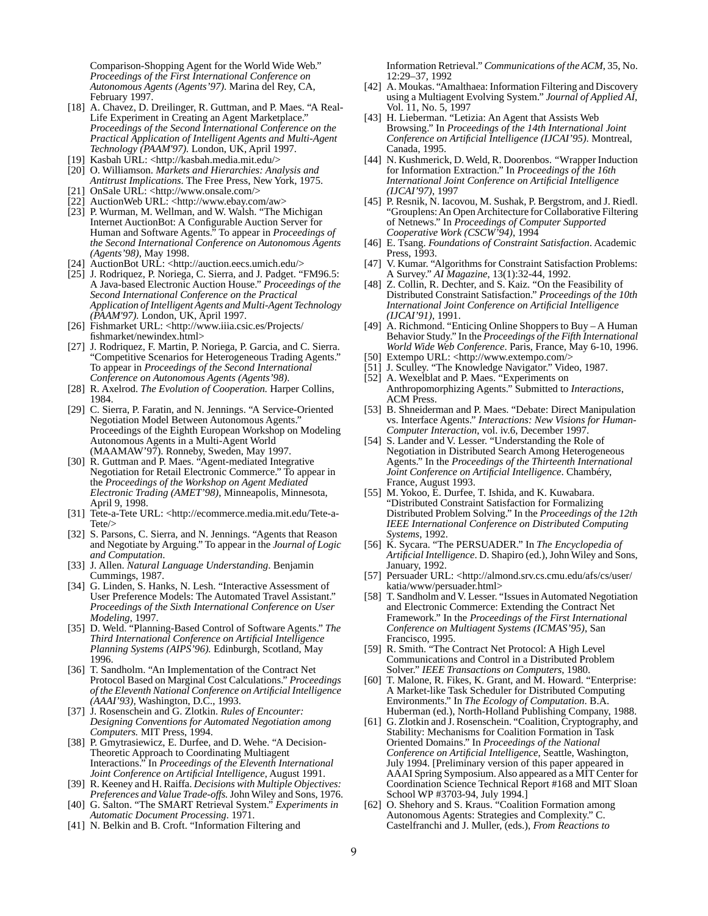Comparison-Shopping Agent for the World Wide Web." *Proceedings of the First International Conference on Autonomous Agents (Agents'97).* Marina del Rey, CA, February 1997.

[18] A. Chavez, D. Dreilinger, R. Guttman, and P. Maes. "A Real-Life Experiment in Creating an Agent Marketplace." *Proceedings of the Second International Conference on the Practical Application of Intelligent Agents and Multi-Agent Technology (PAAM'97).* London, UK, April 1997.

[19] Kasbah URL: <http://kasbah.media.mit.edu/>

[20] O. Williamson. *Markets and Hierarchies: Analysis and Antitrust Implications*. The Free Press, New York, 1975.

[21] OnSale URL: <http://www.onsale.com/>

[22] AuctionWeb URL: <http://www.ebay.com/aw>

[23] P. Wurman, M. Wellman, and W. Walsh. "The Michigan Internet AuctionBot: A Configurable Auction Server for Human and Software Agents." To appear in *Proceedings of the Second International Conference on Autonomous Agents (Agents'98)*, May 1998.

[24] AuctionBot URL: <http://auction.eecs.umich.edu/>

[25] J. Rodriquez, P. Noriega, C. Sierra, and J. Padget. "FM96.5: A Java-based Electronic Auction House." *Proceedings of the Second International Conference on the Practical Application of Intelligent Agents and Multi-Agent Technology (PAAM'97).* London, UK, April 1997.

[26] Fishmarket URL: <http://www.iiia.csic.es/Projects/fishmarket/newindex.html>

[27] J. Rodriquez, F. Martin, P. Noriega, P. Garcia, and C. Sierra. "Competitive Scenarios for Heterogeneous Trading Agents." To appear in *Proceedings of the Second International Conference on Autonomous Agents (Agents'98)*.

[28] R. Axelrod. *The Evolution of Cooperation.* Harper Collins, 1984.

[29] C. Sierra, P. Faratin, and N. Jennings. "A Service-Oriented Negotiation Model Between Autonomous Agents." Proceedings of the Eighth European Workshop on Modeling Autonomous Agents in a Multi-Agent World (MAAMAW'97). Ronneby, Sweden, May 1997.

[30] R. Guttman and P. Maes. "Agent-mediated Integrative Negotiation for Retail Electronic Commerce." To appear in the *Proceedings of the Workshop on Agent Mediated Electronic Trading (AMET'98)*, Minneapolis, Minnesota, April 9, 1998.

[31] Tete-a-Tete URL: <http://ecommerce.media.mit.edu/Tete-a-Tete/>

[32] S. Parsons, C. Sierra, and N. Jennings. "Agents that Reason and Negotiate by Arguing." To appear in the *Journal of Logic and Computation*.

[33] J. Allen. *Natural Language Understanding*. Benjamin Cummings, 1987.

[34] G. Linden, S. Hanks, N. Lesh. "Interactive Assessment of User Preference Models: The Automated Travel Assistant." *Proceedings of the Sixth International Conference on User Modeling*, 1997.

[35] D. Weld. "Planning-Based Control of Software Agents." *The Third International Conference on Artificial Intelligence Planning Systems (AIPS'96).* Edinburgh, Scotland, May 1996.

[36] T. Sandholm. "An Implementation of the Contract Net Protocol Based on Marginal Cost Calculations." *Proceedings of the Eleventh National Conference on Artificial Intelligence (AAAI'93),* Washington, D.C., 1993.

[37] J. Rosenschein and G. Zlotkin. *Rules of Encounter: Designing Conventions for Automated Negotiation among Computers.* MIT Press, 1994.

[38] P. Gmytrasiewicz, E. Durfee, and D. Wehe. "A Decision-Theoretic Approach to Coordinating Multiagent Interactions." In *Proceedings of the Eleventh International Joint Conference on Artificial Intelligence*, August 1991.

[39] R. Keeney and H. Raiffa. *Decisions with Multiple Objectives: Preferences and Value Trade-offs.* John Wiley and Sons, 1976.

[40] G. Salton. "The SMART Retrieval System." *Experiments in Automatic Document Processing*. 1971.

[41] N. Belkin and B. Croft. "Information Filtering and Information Retrieval." *Communications of the ACM*, 35, No. 12:29–37, 1992

[42] A. Moukas. "Amalthaea: Information Filtering and Discovery using a Multiagent Evolving System." *Journal of Applied AI*, Vol. 11, No. 5, 1997

[43] H. Lieberman. "Letizia: An Agent that Assists Web Browsing." In *Proceedings of the 14th International Joint Conference on Artificial Intelligence (IJCAI'95)*. Montreal, Canada, 1995.

[44] N. Kushmerick, D. Weld, R. Doorenbos. "Wrapper Induction for Information Extraction." In *Proceedings of the 16th International Joint Conference on Artificial Intelligence (IJCAI'97)*, 1997

[45] P. Resnik, N. Iacovou, M. Sushak, P. Bergstrom, and J. Riedl. "Grouplens: An Open Architecture for Collaborative Filtering of Netnews." In *Proceedings of Computer Supported Cooperative Work (CSCW'94)*, 1994

[46] E. Tsang. *Foundations of Constraint Satisfaction*. Academic Press, 1993.

[47] V. Kumar. "Algorithms for Constraint Satisfaction Problems: A Survey." *AI Magazine*, 13(1):32-44, 1992.

[48] Z. Collin, R. Dechter, and S. Kaiz. "On the Feasibility of Distributed Constraint Satisfaction." *Proceedings of the 10th International Joint Conference on Artificial Intelligence (IJCAI'91)*, 1991.

[49] A. Richmond. "Enticing Online Shoppers to Buy – A Human Behavior Study." In the *Proceedings of the Fifth International World Wide Web Conference*. Paris, France, May 6-10, 1996.

[50] Extempo URL: <http://www.extempo.com/>

[51] J. Sculley. "The Knowledge Navigator." Video, 1987.

[52] A. Wexelblat and P. Maes. "Experiments on Anthropomorphizing Agents." Submitted to *Interactions*, ACM Press.

[53] B. Shneiderman and P. Maes. "Debate: Direct Manipulation vs. Interface Agents." *Interactions: New Visions for Human-Computer Interaction*, vol. iv.6, December 1997.

[54] S. Lander and V. Lesser. "Understanding the Role of Negotiation in Distributed Search Among Heterogeneous Agents." In the *Proceedings of the Thirteenth International Joint Conference on Artificial Intelligence*. Chambéry, France, August 1993.

[55] M. Yokoo, E. Durfee, T. Ishida, and K. Kuwabara. "Distributed Constraint Satisfaction for Formalizing Distributed Problem Solving." In the *Proceedings of the 12th IEEE International Conference on Distributed Computing Systems*, 1992.

[56] K. Sycara. "The PERSUADER." In *The Encyclopedia of Artificial Intelligence*. D. Shapiro (ed.), John Wiley and Sons, January, 1992.

[57] Persuader URL: <http://almond.srv.cs.cmu.edu/afs/cs/user/katia/www/persuader.html>

[58] T. Sandholm and V. Lesser. "Issues in Automated Negotiation and Electronic Commerce: Extending the Contract Net Framework." In the *Proceedings of the First International Conference on Multiagent Systems (ICMAS'95)*, San Francisco, 1995.

[59] R. Smith. "The Contract Net Protocol: A High Level Communications and Control in a Distributed Problem Solver." *IEEE Transactions on Computers*, 1980.

[60] T. Malone, R. Fikes, K. Grant, and M. Howard. "Enterprise: A Market-like Task Scheduler for Distributed Computing Environments." In *The Ecology of Computation*. B.A. Huberman (ed.), North-Holland Publishing Company, 1988.

[61] G. Zlotkin and J. Rosenschein. "Coalition, Cryptography, and Stability: Mechanisms for Coalition Formation in Task Oriented Domains." In *Proceedings of the National Conference on Artificial Intelligence*, Seattle, Washington, July 1994. [Preliminary version of this paper appeared in AAAI Spring Symposium. Also appeared as a MIT Center for Coordination Science Technical Report #168 and MIT Sloan School WP #3703-94, July 1994.]

[62] O. Shehory and S. Kraus. "Coalition Formation among Autonomous Agents: Strategies and Complexity." C. Castelfranchi and J. Muller, (eds.), *From Reactions to*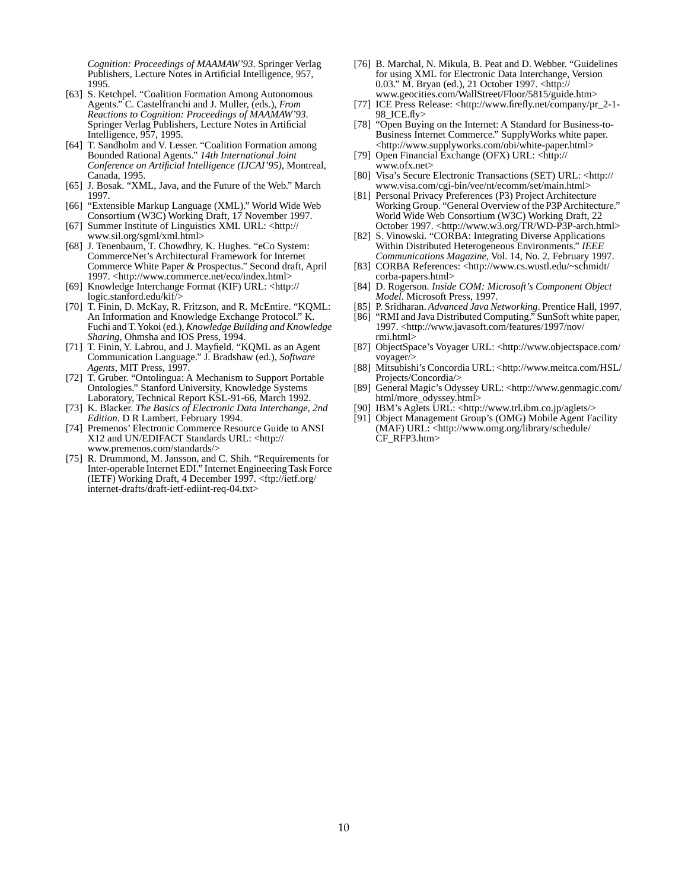*Cognition: Proceedings of MAAMAW'93*. Springer Verlag Publishers, Lecture Notes in Artificial Intelligence, 957, 1995.

[63] S. Ketchpel. "Coalition Formation Among Autonomous Agents." C. Castelfranchi and J. Muller, (eds.), *From Reactions to Cognition: Proceedings of MAAMAW'93*. Springer Verlag Publishers, Lecture Notes in Artificial Intelligence, 957, 1995.

[64] T. Sandholm and V. Lesser. "Coalition Formation among Bounded Rational Agents." *14th International Joint Conference on Artificial Intelligence (IJCAI'95)*, Montreal, Canada, 1995.

[65] J. Bosak. "XML, Java, and the Future of the Web." March 1997.

[66] "Extensible Markup Language (XML)." World Wide Web Consortium (W3C) Working Draft, 17 November 1997.

[67] Summer Institute of Linguistics XML URL: <http://www.sil.org/sgml/xml.html>

[68] J. Tenenbaum, T. Chowdhry, K. Hughes. "eCo System: CommerceNet's Architectural Framework for Internet Commerce White Paper & Prospectus." Second draft, April 1997. <http://www.commerce.net/eco/index.html>

[69] Knowledge Interchange Format (KIF) URL: <http://logic.stanford.edu/kif/>

[70] T. Finin, D. McKay, R. Fritzson, and R. McEntire. "KQML: An Information and Knowledge Exchange Protocol." K. Fuchi and T. Yokoi (ed.), *Knowledge Building and Knowledge Sharing*, Ohmsha and IOS Press, 1994.

[71] T. Finin, Y. Labrou, and J. Mayfield. "KQML as an Agent Communication Language." J. Bradshaw (ed.), *Software Agents*, MIT Press, 1997.

[72] T. Gruber. "Ontolingua: A Mechanism to Support Portable Ontologies." Stanford University, Knowledge Systems Laboratory, Technical Report KSL-91-66, March 1992.

[73] K. Blacker. *The Basics of Electronic Data Interchange, 2nd Edition*. D R Lambert, February 1994.

[74] Premenos' Electronic Commerce Resource Guide to ANSI X12 and UN/EDIFACT Standards URL: <http://www.premenos.com/standards/>

[75] R. Drummond, M. Jansson, and C. Shih. "Requirements for Inter-operable Internet EDI." Internet Engineering Task Force (IETF) Working Draft, 4 December 1997. <ftp://ietf.org/internet-drafts/draft-ietf-ediint-req-04.txt>

[76] B. Marchal, N. Mikula, B. Peat and D. Webber. "Guidelines for using XML for Electronic Data Interchange, Version 0.03." M. Bryan (ed.), 21 October 1997. <http://www.geocities.com/WallStreet/Floor/5815/guide.htm>

[77] ICE Press Release: <http://www.firefly.net/company/pr_2-1-98_ICE.fly>

[78] "Open Buying on the Internet: A Standard for Business-to-Business Internet Commerce." SupplyWorks white paper. <http://www.supplyworks.com/obi/white-paper.html>

[79] Open Financial Exchange (OFX) URL: <http://www.ofx.net>

[80] Visa's Secure Electronic Transactions (SET) URL: <http://www.visa.com/cgi-bin/vee/nt/ecomm/set/main.html>

[81] Personal Privacy Preferences (P3) Project Architecture Working Group. "General Overview of the P3P Architecture." World Wide Web Consortium (W3C) Working Draft, 22 October 1997. <http://www.w3.org/TR/WD-P3P-arch.html>

[82] S. Vinowski. "CORBA: Integrating Diverse Applications Within Distributed Heterogeneous Environments." *IEEE Communications Magazine*, Vol. 14, No. 2, February 1997.

[83] CORBA References: <http://www.cs.wustl.edu/~schmidt/corba-papers.html>

[84] D. Rogerson. *Inside COM: Microsoft's Component Object Model*. Microsoft Press, 1997.

[85] P. Sridharan. *Advanced Java Networking*. Prentice Hall, 1997.

[86] "RMI and Java Distributed Computing." SunSoft white paper, 1997. <http://www.javasoft.com/features/1997/nov/rmi.html>

[87] ObjectSpace's Voyager URL: <http://www.objectspace.com/voyager/>

[88] Mitsubishi's Concordia URL: <http://www.meitca.com/HSL/Projects/Concordia/>

[89] General Magic's Odyssey URL: <http://www.genmagic.com/html/more_odyssey.html>

[90] IBM's Aglets URL: <http://www.trl.ibm.co.jp/aglets/>

[91] Object Management Group's (OMG) Mobile Agent Facility (MAF) URL: <http://www.omg.org/library/schedule/CF_RFP3.htm>